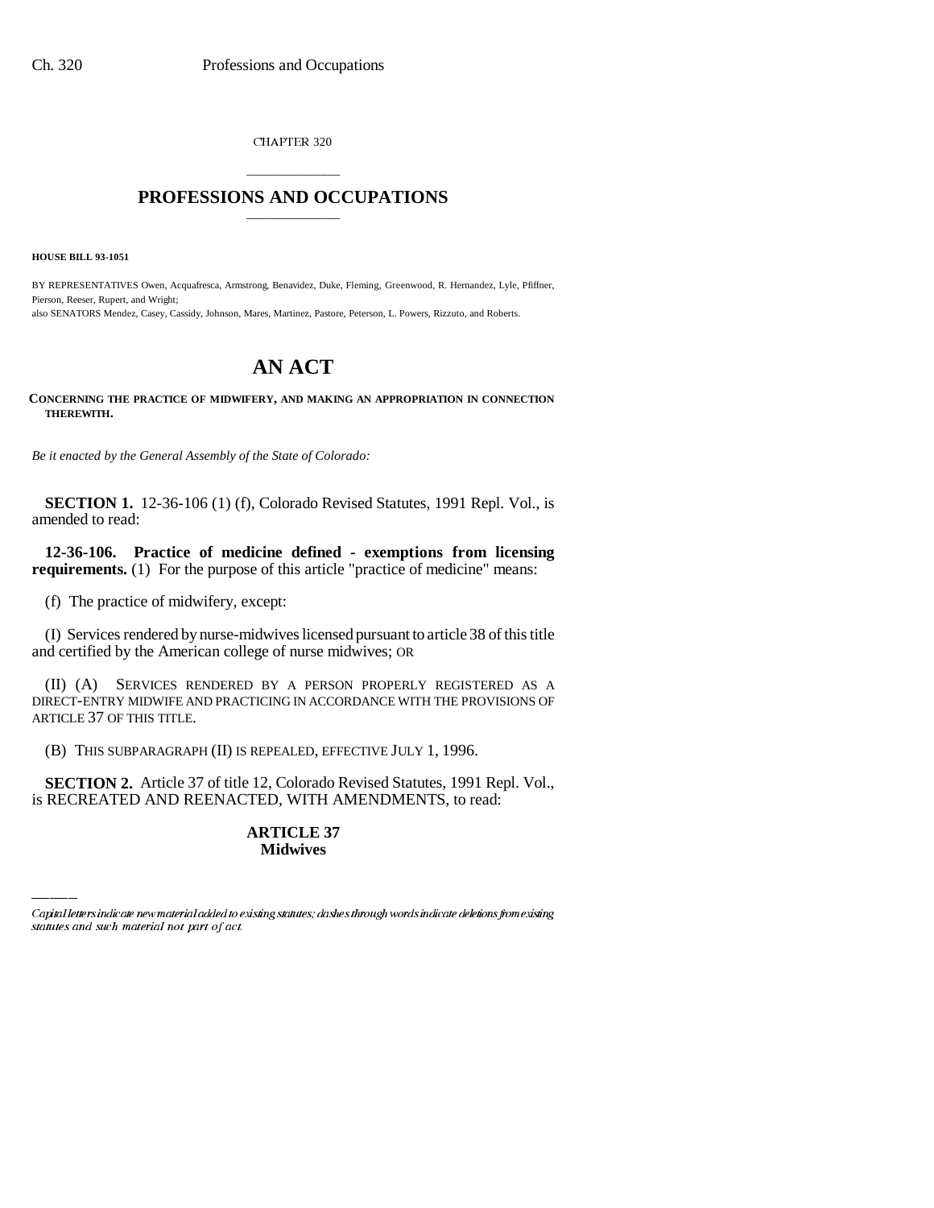CHAPTER 320

## PROFESSIONS AND OCCUPATIONS

**HOUSE BILL 93-1051**

BY REPRESENTATIVES Owen, Acquafresca, Armstrong, Benavidez, Duke, Fleming, Greenwood, R. Hernandez, Lyle, Pfiffner, Pierson, Reeser, Rupert, and Wright;
also SENATORS Mendez, Casey, Cassidy, Johnson, Mares, Martinez, Pastore, Peterson, L. Powers, Rizzuto, and Roberts.

# AN ACT

**CONCERNING THE PRACTICE OF MIDWIFERY, AND MAKING AN APPROPRIATION IN CONNECTION THEREWITH.**

*Be it enacted by the General Assembly of the State of Colorado:*

**SECTION 1.** 12-36-106 (1) (f), Colorado Revised Statutes, 1991 Repl. Vol., is amended to read:

**12-36-106. Practice of medicine defined - exemptions from licensing requirements.** (1) For the purpose of this article "practice of medicine" means:

(f) The practice of midwifery, except:

(I) Services rendered by nurse-midwives licensed pursuant to article 38 of this title and certified by the American college of nurse midwives; OR

(II) (A) SERVICES RENDERED BY A PERSON PROPERLY REGISTERED AS A DIRECT-ENTRY MIDWIFE AND PRACTICING IN ACCORDANCE WITH THE PROVISIONS OF ARTICLE 37 OF THIS TITLE.

(B) THIS SUBPARAGRAPH (II) IS REPEALED, EFFECTIVE JULY 1, 1996.

**SECTION 2.** Article 37 of title 12, Colorado Revised Statutes, 1991 Repl. Vol., is RECREATED AND REENACTED, WITH AMENDMENTS, to read:

**ARTICLE 37**
**Midwives**

*Capital letters indicate new material added to existing statutes; dashes through words indicate deletions from existing statutes and such material not part of act.*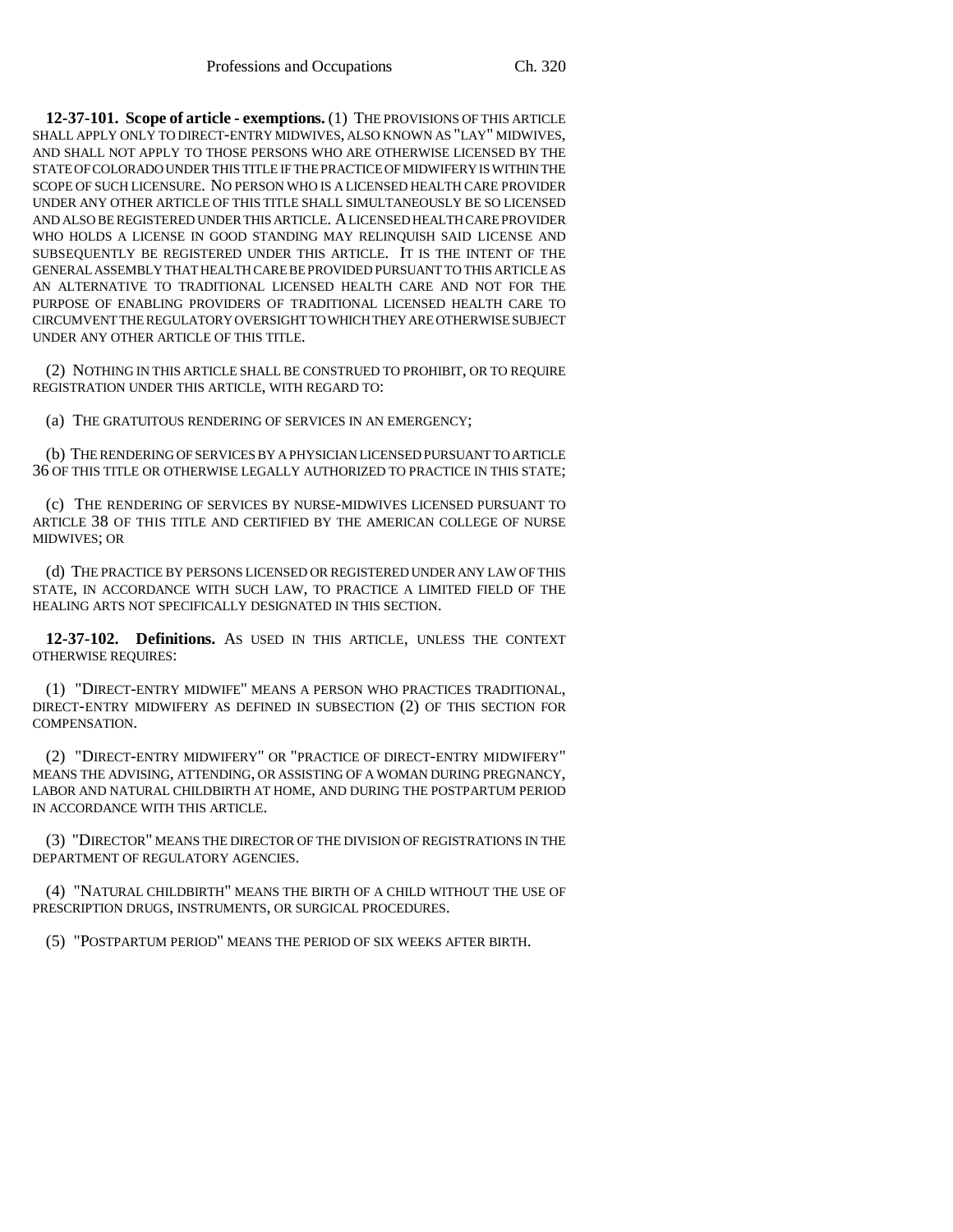**12-37-101. Scope of article - exemptions.** (1) THE PROVISIONS OF THIS ARTICLE SHALL APPLY ONLY TO DIRECT-ENTRY MIDWIVES, ALSO KNOWN AS "LAY" MIDWIVES, AND SHALL NOT APPLY TO THOSE PERSONS WHO ARE OTHERWISE LICENSED BY THE STATE OF COLORADO UNDER THIS TITLE IF THE PRACTICE OF MIDWIFERY IS WITHIN THE SCOPE OF SUCH LICENSURE. NO PERSON WHO IS A LICENSED HEALTH CARE PROVIDER UNDER ANY OTHER ARTICLE OF THIS TITLE SHALL SIMULTANEOUSLY BE SO LICENSED AND ALSO BE REGISTERED UNDER THIS ARTICLE. A LICENSED HEALTH CARE PROVIDER WHO HOLDS A LICENSE IN GOOD STANDING MAY RELINQUISH SAID LICENSE AND SUBSEQUENTLY BE REGISTERED UNDER THIS ARTICLE. IT IS THE INTENT OF THE GENERAL ASSEMBLY THAT HEALTH CARE BE PROVIDED PURSUANT TO THIS ARTICLE AS AN ALTERNATIVE TO TRADITIONAL LICENSED HEALTH CARE AND NOT FOR THE PURPOSE OF ENABLING PROVIDERS OF TRADITIONAL LICENSED HEALTH CARE TO CIRCUMVENT THE REGULATORY OVERSIGHT TO WHICH THEY ARE OTHERWISE SUBJECT UNDER ANY OTHER ARTICLE OF THIS TITLE.

(2) NOTHING IN THIS ARTICLE SHALL BE CONSTRUED TO PROHIBIT, OR TO REQUIRE REGISTRATION UNDER THIS ARTICLE, WITH REGARD TO:

(a) THE GRATUITOUS RENDERING OF SERVICES IN AN EMERGENCY;

(b) THE RENDERING OF SERVICES BY A PHYSICIAN LICENSED PURSUANT TO ARTICLE 36 OF THIS TITLE OR OTHERWISE LEGALLY AUTHORIZED TO PRACTICE IN THIS STATE;

(c) THE RENDERING OF SERVICES BY NURSE-MIDWIVES LICENSED PURSUANT TO ARTICLE 38 OF THIS TITLE AND CERTIFIED BY THE AMERICAN COLLEGE OF NURSE MIDWIVES; OR

(d) THE PRACTICE BY PERSONS LICENSED OR REGISTERED UNDER ANY LAW OF THIS STATE, IN ACCORDANCE WITH SUCH LAW, TO PRACTICE A LIMITED FIELD OF THE HEALING ARTS NOT SPECIFICALLY DESIGNATED IN THIS SECTION.

**12-37-102. Definitions.** AS USED IN THIS ARTICLE, UNLESS THE CONTEXT OTHERWISE REQUIRES:

(1) "DIRECT-ENTRY MIDWIFE" MEANS A PERSON WHO PRACTICES TRADITIONAL, DIRECT-ENTRY MIDWIFERY AS DEFINED IN SUBSECTION (2) OF THIS SECTION FOR COMPENSATION.

(2) "DIRECT-ENTRY MIDWIFERY" OR "PRACTICE OF DIRECT-ENTRY MIDWIFERY" MEANS THE ADVISING, ATTENDING, OR ASSISTING OF A WOMAN DURING PREGNANCY, LABOR AND NATURAL CHILDBIRTH AT HOME, AND DURING THE POSTPARTUM PERIOD IN ACCORDANCE WITH THIS ARTICLE.

(3) "DIRECTOR" MEANS THE DIRECTOR OF THE DIVISION OF REGISTRATIONS IN THE DEPARTMENT OF REGULATORY AGENCIES.

(4) "NATURAL CHILDBIRTH" MEANS THE BIRTH OF A CHILD WITHOUT THE USE OF PRESCRIPTION DRUGS, INSTRUMENTS, OR SURGICAL PROCEDURES.

(5) "POSTPARTUM PERIOD" MEANS THE PERIOD OF SIX WEEKS AFTER BIRTH.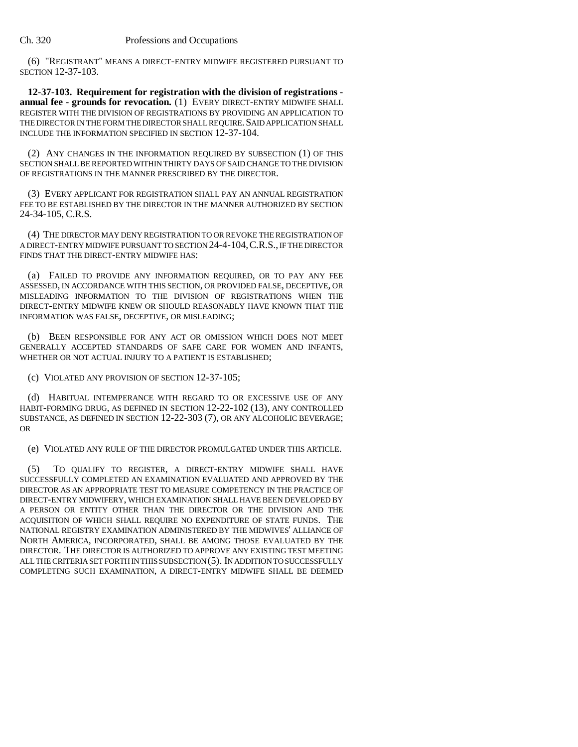(6) "REGISTRANT" MEANS A DIRECT-ENTRY MIDWIFE REGISTERED PURSUANT TO SECTION 12-37-103.

**12-37-103. Requirement for registration with the division of registrations - annual fee - grounds for revocation.** (1) EVERY DIRECT-ENTRY MIDWIFE SHALL REGISTER WITH THE DIVISION OF REGISTRATIONS BY PROVIDING AN APPLICATION TO THE DIRECTOR IN THE FORM THE DIRECTOR SHALL REQUIRE. SAID APPLICATION SHALL INCLUDE THE INFORMATION SPECIFIED IN SECTION 12-37-104.

(2) ANY CHANGES IN THE INFORMATION REQUIRED BY SUBSECTION (1) OF THIS SECTION SHALL BE REPORTED WITHIN THIRTY DAYS OF SAID CHANGE TO THE DIVISION OF REGISTRATIONS IN THE MANNER PRESCRIBED BY THE DIRECTOR.

(3) EVERY APPLICANT FOR REGISTRATION SHALL PAY AN ANNUAL REGISTRATION FEE TO BE ESTABLISHED BY THE DIRECTOR IN THE MANNER AUTHORIZED BY SECTION 24-34-105, C.R.S.

(4) THE DIRECTOR MAY DENY REGISTRATION TO OR REVOKE THE REGISTRATION OF A DIRECT-ENTRY MIDWIFE PURSUANT TO SECTION 24-4-104, C.R.S., IF THE DIRECTOR FINDS THAT THE DIRECT-ENTRY MIDWIFE HAS:

(a) FAILED TO PROVIDE ANY INFORMATION REQUIRED, OR TO PAY ANY FEE ASSESSED, IN ACCORDANCE WITH THIS SECTION, OR PROVIDED FALSE, DECEPTIVE, OR MISLEADING INFORMATION TO THE DIVISION OF REGISTRATIONS WHEN THE DIRECT-ENTRY MIDWIFE KNEW OR SHOULD REASONABLY HAVE KNOWN THAT THE INFORMATION WAS FALSE, DECEPTIVE, OR MISLEADING;

(b) BEEN RESPONSIBLE FOR ANY ACT OR OMISSION WHICH DOES NOT MEET GENERALLY ACCEPTED STANDARDS OF SAFE CARE FOR WOMEN AND INFANTS, WHETHER OR NOT ACTUAL INJURY TO A PATIENT IS ESTABLISHED;

(c) VIOLATED ANY PROVISION OF SECTION 12-37-105;

(d) HABITUAL INTEMPERANCE WITH REGARD TO OR EXCESSIVE USE OF ANY HABIT-FORMING DRUG, AS DEFINED IN SECTION 12-22-102 (13), ANY CONTROLLED SUBSTANCE, AS DEFINED IN SECTION 12-22-303 (7), OR ANY ALCOHOLIC BEVERAGE; OR

(e) VIOLATED ANY RULE OF THE DIRECTOR PROMULGATED UNDER THIS ARTICLE.

(5) TO QUALIFY TO REGISTER, A DIRECT-ENTRY MIDWIFE SHALL HAVE SUCCESSFULLY COMPLETED AN EXAMINATION EVALUATED AND APPROVED BY THE DIRECTOR AS AN APPROPRIATE TEST TO MEASURE COMPETENCY IN THE PRACTICE OF DIRECT-ENTRY MIDWIFERY, WHICH EXAMINATION SHALL HAVE BEEN DEVELOPED BY A PERSON OR ENTITY OTHER THAN THE DIRECTOR OR THE DIVISION AND THE ACQUISITION OF WHICH SHALL REQUIRE NO EXPENDITURE OF STATE FUNDS. THE NATIONAL REGISTRY EXAMINATION ADMINISTERED BY THE MIDWIVES' ALLIANCE OF NORTH AMERICA, INCORPORATED, SHALL BE AMONG THOSE EVALUATED BY THE DIRECTOR. THE DIRECTOR IS AUTHORIZED TO APPROVE ANY EXISTING TEST MEETING ALL THE CRITERIA SET FORTH IN THIS SUBSECTION (5). IN ADDITION TO SUCCESSFULLY COMPLETING SUCH EXAMINATION, A DIRECT-ENTRY MIDWIFE SHALL BE DEEMED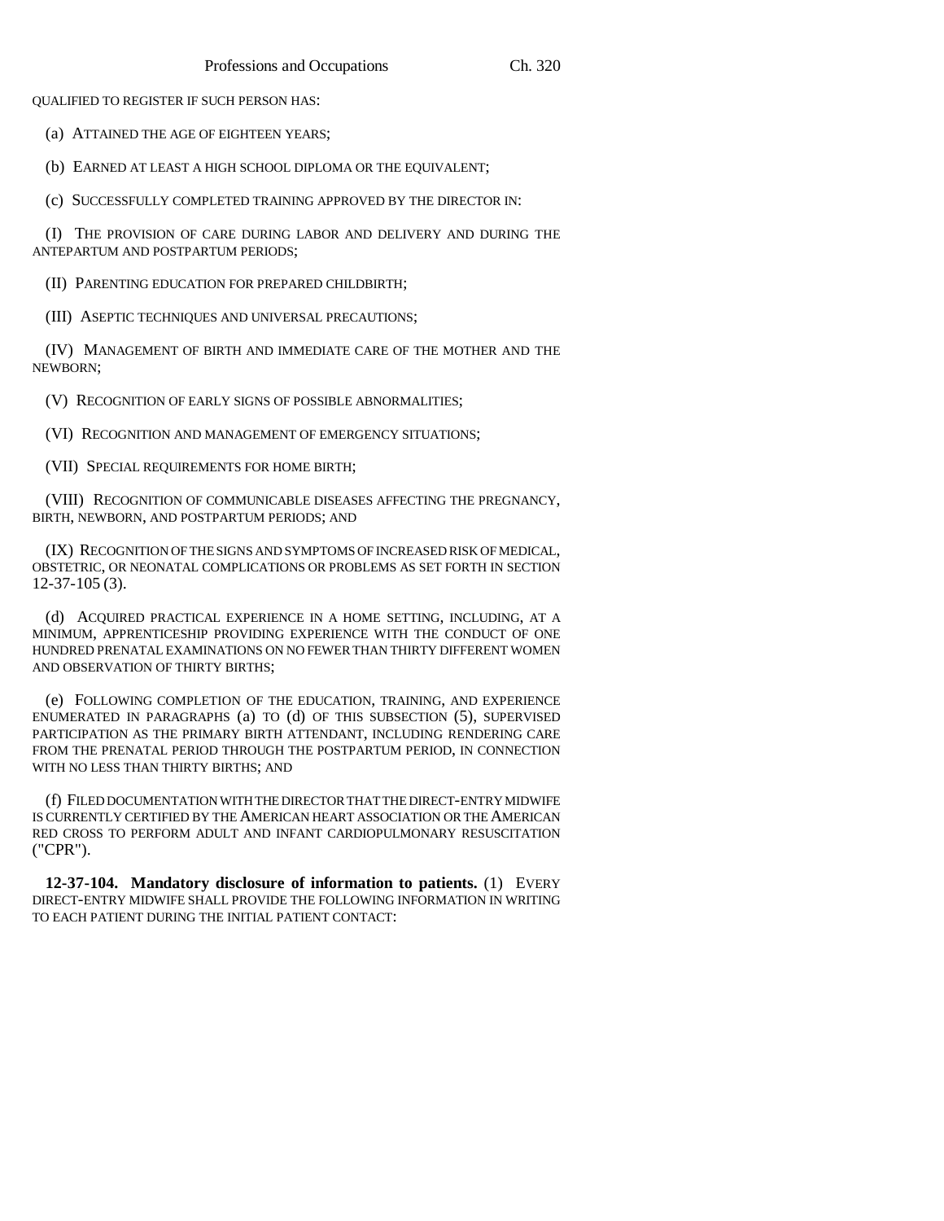QUALIFIED TO REGISTER IF SUCH PERSON HAS:

(a) ATTAINED THE AGE OF EIGHTEEN YEARS;

(b) EARNED AT LEAST A HIGH SCHOOL DIPLOMA OR THE EQUIVALENT;

(c) SUCCESSFULLY COMPLETED TRAINING APPROVED BY THE DIRECTOR IN:

(I) THE PROVISION OF CARE DURING LABOR AND DELIVERY AND DURING THE ANTEPARTUM AND POSTPARTUM PERIODS;

(II) PARENTING EDUCATION FOR PREPARED CHILDBIRTH;

(III) ASEPTIC TECHNIQUES AND UNIVERSAL PRECAUTIONS;

(IV) MANAGEMENT OF BIRTH AND IMMEDIATE CARE OF THE MOTHER AND THE NEWBORN;

(V) RECOGNITION OF EARLY SIGNS OF POSSIBLE ABNORMALITIES;

(VI) RECOGNITION AND MANAGEMENT OF EMERGENCY SITUATIONS;

(VII) SPECIAL REQUIREMENTS FOR HOME BIRTH;

(VIII) RECOGNITION OF COMMUNICABLE DISEASES AFFECTING THE PREGNANCY, BIRTH, NEWBORN, AND POSTPARTUM PERIODS; AND

(IX) RECOGNITION OF THE SIGNS AND SYMPTOMS OF INCREASED RISK OF MEDICAL, OBSTETRIC, OR NEONATAL COMPLICATIONS OR PROBLEMS AS SET FORTH IN SECTION 12-37-105 (3).

(d) ACQUIRED PRACTICAL EXPERIENCE IN A HOME SETTING, INCLUDING, AT A MINIMUM, APPRENTICESHIP PROVIDING EXPERIENCE WITH THE CONDUCT OF ONE HUNDRED PRENATAL EXAMINATIONS ON NO FEWER THAN THIRTY DIFFERENT WOMEN AND OBSERVATION OF THIRTY BIRTHS;

(e) FOLLOWING COMPLETION OF THE EDUCATION, TRAINING, AND EXPERIENCE ENUMERATED IN PARAGRAPHS (a) TO (d) OF THIS SUBSECTION (5), SUPERVISED PARTICIPATION AS THE PRIMARY BIRTH ATTENDANT, INCLUDING RENDERING CARE FROM THE PRENATAL PERIOD THROUGH THE POSTPARTUM PERIOD, IN CONNECTION WITH NO LESS THAN THIRTY BIRTHS; AND

(f) FILED DOCUMENTATION WITH THE DIRECTOR THAT THE DIRECT-ENTRY MIDWIFE IS CURRENTLY CERTIFIED BY THE AMERICAN HEART ASSOCIATION OR THE AMERICAN RED CROSS TO PERFORM ADULT AND INFANT CARDIOPULMONARY RESUSCITATION ("CPR").

**12-37-104. Mandatory disclosure of information to patients.** (1) EVERY DIRECT-ENTRY MIDWIFE SHALL PROVIDE THE FOLLOWING INFORMATION IN WRITING TO EACH PATIENT DURING THE INITIAL PATIENT CONTACT: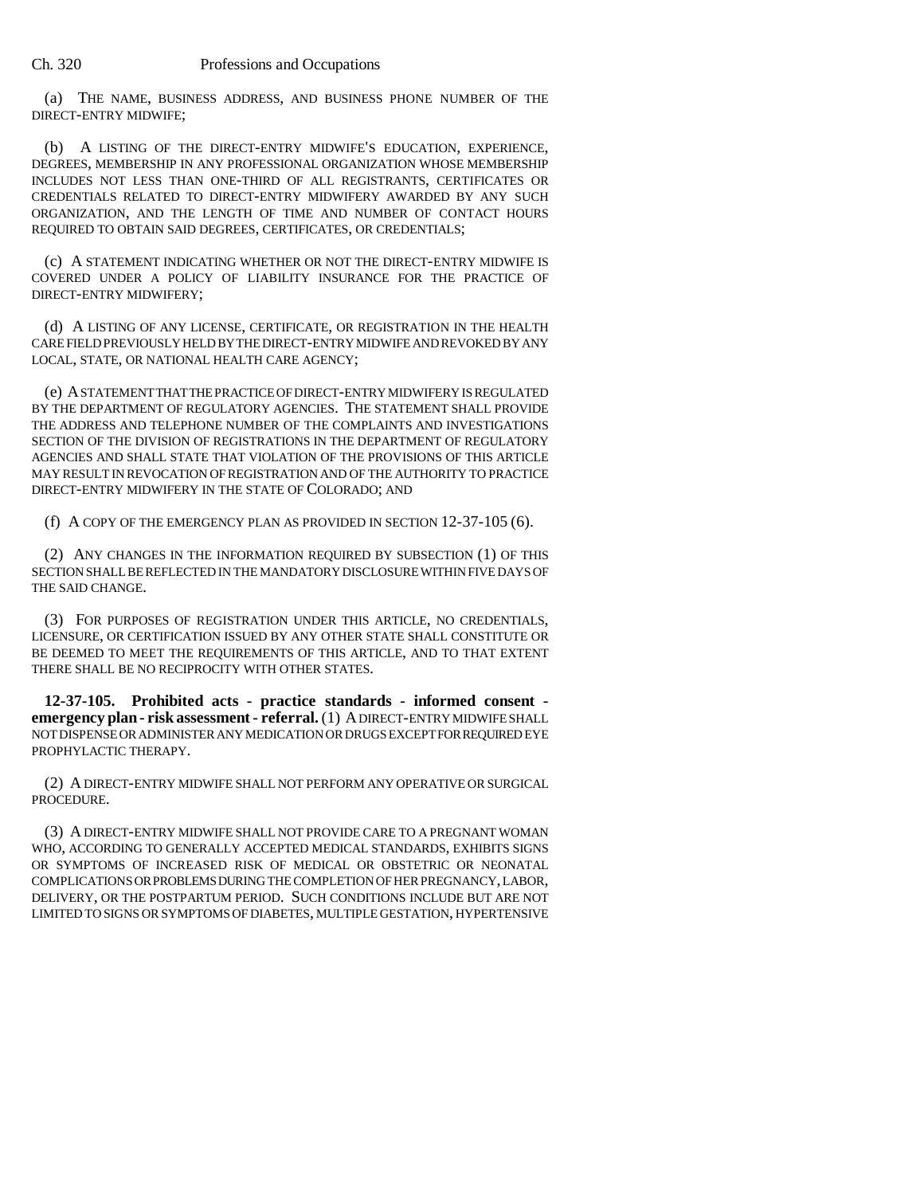(a) THE NAME, BUSINESS ADDRESS, AND BUSINESS PHONE NUMBER OF THE DIRECT-ENTRY MIDWIFE;

(b) A LISTING OF THE DIRECT-ENTRY MIDWIFE'S EDUCATION, EXPERIENCE, DEGREES, MEMBERSHIP IN ANY PROFESSIONAL ORGANIZATION WHOSE MEMBERSHIP INCLUDES NOT LESS THAN ONE-THIRD OF ALL REGISTRANTS, CERTIFICATES OR CREDENTIALS RELATED TO DIRECT-ENTRY MIDWIFERY AWARDED BY ANY SUCH ORGANIZATION, AND THE LENGTH OF TIME AND NUMBER OF CONTACT HOURS REQUIRED TO OBTAIN SAID DEGREES, CERTIFICATES, OR CREDENTIALS;

(c) A STATEMENT INDICATING WHETHER OR NOT THE DIRECT-ENTRY MIDWIFE IS COVERED UNDER A POLICY OF LIABILITY INSURANCE FOR THE PRACTICE OF DIRECT-ENTRY MIDWIFERY;

(d) A LISTING OF ANY LICENSE, CERTIFICATE, OR REGISTRATION IN THE HEALTH CARE FIELD PREVIOUSLY HELD BY THE DIRECT-ENTRY MIDWIFE AND REVOKED BY ANY LOCAL, STATE, OR NATIONAL HEALTH CARE AGENCY;

(e) A STATEMENT THAT THE PRACTICE OF DIRECT-ENTRY MIDWIFERY IS REGULATED BY THE DEPARTMENT OF REGULATORY AGENCIES. THE STATEMENT SHALL PROVIDE THE ADDRESS AND TELEPHONE NUMBER OF THE COMPLAINTS AND INVESTIGATIONS SECTION OF THE DIVISION OF REGISTRATIONS IN THE DEPARTMENT OF REGULATORY AGENCIES AND SHALL STATE THAT VIOLATION OF THE PROVISIONS OF THIS ARTICLE MAY RESULT IN REVOCATION OF REGISTRATION AND OF THE AUTHORITY TO PRACTICE DIRECT-ENTRY MIDWIFERY IN THE STATE OF COLORADO; AND

(f) A COPY OF THE EMERGENCY PLAN AS PROVIDED IN SECTION 12-37-105 (6).

(2) ANY CHANGES IN THE INFORMATION REQUIRED BY SUBSECTION (1) OF THIS SECTION SHALL BE REFLECTED IN THE MANDATORY DISCLOSURE WITHIN FIVE DAYS OF THE SAID CHANGE.

(3) FOR PURPOSES OF REGISTRATION UNDER THIS ARTICLE, NO CREDENTIALS, LICENSURE, OR CERTIFICATION ISSUED BY ANY OTHER STATE SHALL CONSTITUTE OR BE DEEMED TO MEET THE REQUIREMENTS OF THIS ARTICLE, AND TO THAT EXTENT THERE SHALL BE NO RECIPROCITY WITH OTHER STATES.

**12-37-105. Prohibited acts - practice standards - informed consent - emergency plan - risk assessment - referral.** (1) A DIRECT-ENTRY MIDWIFE SHALL NOT DISPENSE OR ADMINISTER ANY MEDICATION OR DRUGS EXCEPT FOR REQUIRED EYE PROPHYLACTIC THERAPY.

(2) A DIRECT-ENTRY MIDWIFE SHALL NOT PERFORM ANY OPERATIVE OR SURGICAL PROCEDURE.

(3) A DIRECT-ENTRY MIDWIFE SHALL NOT PROVIDE CARE TO A PREGNANT WOMAN WHO, ACCORDING TO GENERALLY ACCEPTED MEDICAL STANDARDS, EXHIBITS SIGNS OR SYMPTOMS OF INCREASED RISK OF MEDICAL OR OBSTETRIC OR NEONATAL COMPLICATIONS OR PROBLEMS DURING THE COMPLETION OF HER PREGNANCY, LABOR, DELIVERY, OR THE POSTPARTUM PERIOD. SUCH CONDITIONS INCLUDE BUT ARE NOT LIMITED TO SIGNS OR SYMPTOMS OF DIABETES, MULTIPLE GESTATION, HYPERTENSIVE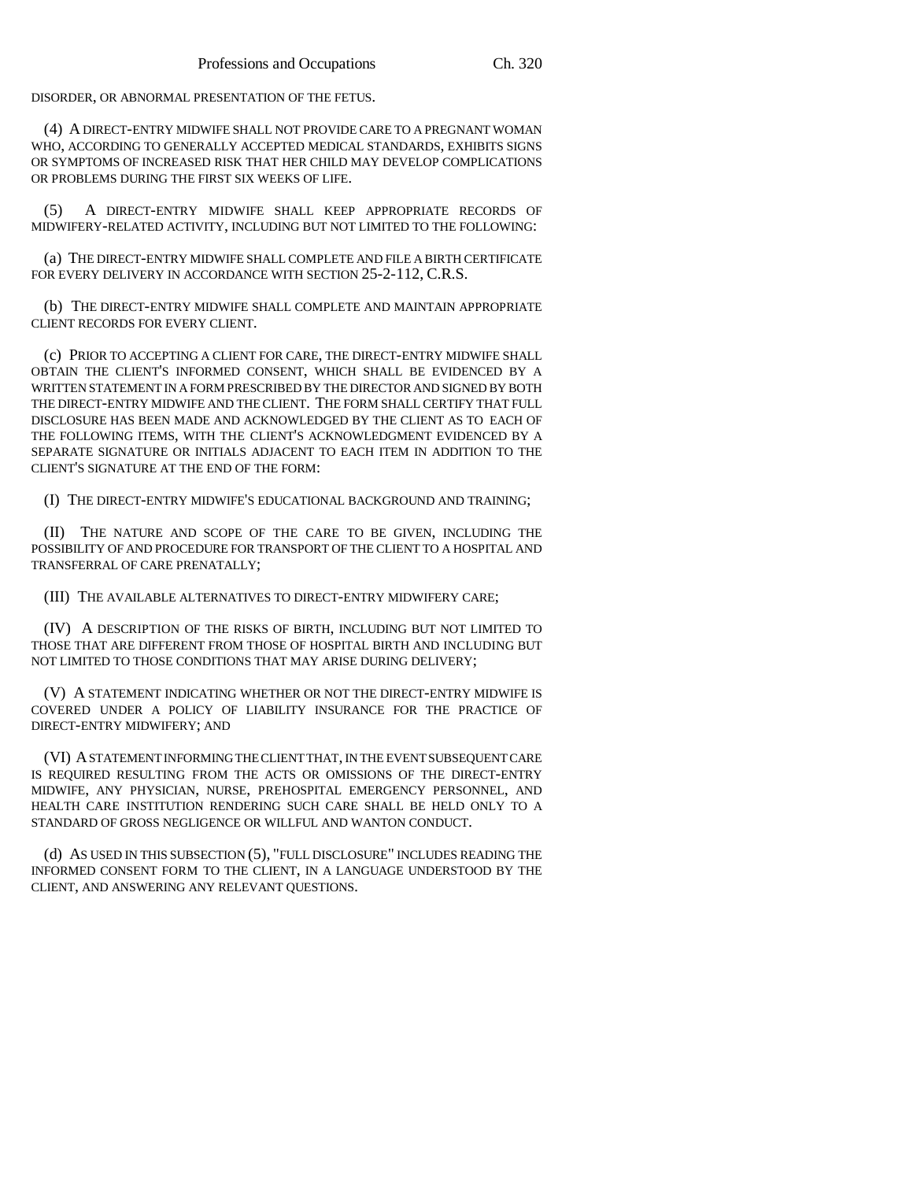DISORDER, OR ABNORMAL PRESENTATION OF THE FETUS.

(4) A DIRECT-ENTRY MIDWIFE SHALL NOT PROVIDE CARE TO A PREGNANT WOMAN WHO, ACCORDING TO GENERALLY ACCEPTED MEDICAL STANDARDS, EXHIBITS SIGNS OR SYMPTOMS OF INCREASED RISK THAT HER CHILD MAY DEVELOP COMPLICATIONS OR PROBLEMS DURING THE FIRST SIX WEEKS OF LIFE.

(5) A DIRECT-ENTRY MIDWIFE SHALL KEEP APPROPRIATE RECORDS OF MIDWIFERY-RELATED ACTIVITY, INCLUDING BUT NOT LIMITED TO THE FOLLOWING:

(a) THE DIRECT-ENTRY MIDWIFE SHALL COMPLETE AND FILE A BIRTH CERTIFICATE FOR EVERY DELIVERY IN ACCORDANCE WITH SECTION 25-2-112, C.R.S.

(b) THE DIRECT-ENTRY MIDWIFE SHALL COMPLETE AND MAINTAIN APPROPRIATE CLIENT RECORDS FOR EVERY CLIENT.

(c) PRIOR TO ACCEPTING A CLIENT FOR CARE, THE DIRECT-ENTRY MIDWIFE SHALL OBTAIN THE CLIENT'S INFORMED CONSENT, WHICH SHALL BE EVIDENCED BY A WRITTEN STATEMENT IN A FORM PRESCRIBED BY THE DIRECTOR AND SIGNED BY BOTH THE DIRECT-ENTRY MIDWIFE AND THE CLIENT. THE FORM SHALL CERTIFY THAT FULL DISCLOSURE HAS BEEN MADE AND ACKNOWLEDGED BY THE CLIENT AS TO EACH OF THE FOLLOWING ITEMS, WITH THE CLIENT'S ACKNOWLEDGMENT EVIDENCED BY A SEPARATE SIGNATURE OR INITIALS ADJACENT TO EACH ITEM IN ADDITION TO THE CLIENT'S SIGNATURE AT THE END OF THE FORM:

(I) THE DIRECT-ENTRY MIDWIFE'S EDUCATIONAL BACKGROUND AND TRAINING;

(II) THE NATURE AND SCOPE OF THE CARE TO BE GIVEN, INCLUDING THE POSSIBILITY OF AND PROCEDURE FOR TRANSPORT OF THE CLIENT TO A HOSPITAL AND TRANSFERRAL OF CARE PRENATALLY;

(III) THE AVAILABLE ALTERNATIVES TO DIRECT-ENTRY MIDWIFERY CARE;

(IV) A DESCRIPTION OF THE RISKS OF BIRTH, INCLUDING BUT NOT LIMITED TO THOSE THAT ARE DIFFERENT FROM THOSE OF HOSPITAL BIRTH AND INCLUDING BUT NOT LIMITED TO THOSE CONDITIONS THAT MAY ARISE DURING DELIVERY;

(V) A STATEMENT INDICATING WHETHER OR NOT THE DIRECT-ENTRY MIDWIFE IS COVERED UNDER A POLICY OF LIABILITY INSURANCE FOR THE PRACTICE OF DIRECT-ENTRY MIDWIFERY; AND

(VI) A STATEMENT INFORMING THE CLIENT THAT, IN THE EVENT SUBSEQUENT CARE IS REQUIRED RESULTING FROM THE ACTS OR OMISSIONS OF THE DIRECT-ENTRY MIDWIFE, ANY PHYSICIAN, NURSE, PREHOSPITAL EMERGENCY PERSONNEL, AND HEALTH CARE INSTITUTION RENDERING SUCH CARE SHALL BE HELD ONLY TO A STANDARD OF GROSS NEGLIGENCE OR WILLFUL AND WANTON CONDUCT.

(d) AS USED IN THIS SUBSECTION (5), "FULL DISCLOSURE" INCLUDES READING THE INFORMED CONSENT FORM TO THE CLIENT, IN A LANGUAGE UNDERSTOOD BY THE CLIENT, AND ANSWERING ANY RELEVANT QUESTIONS.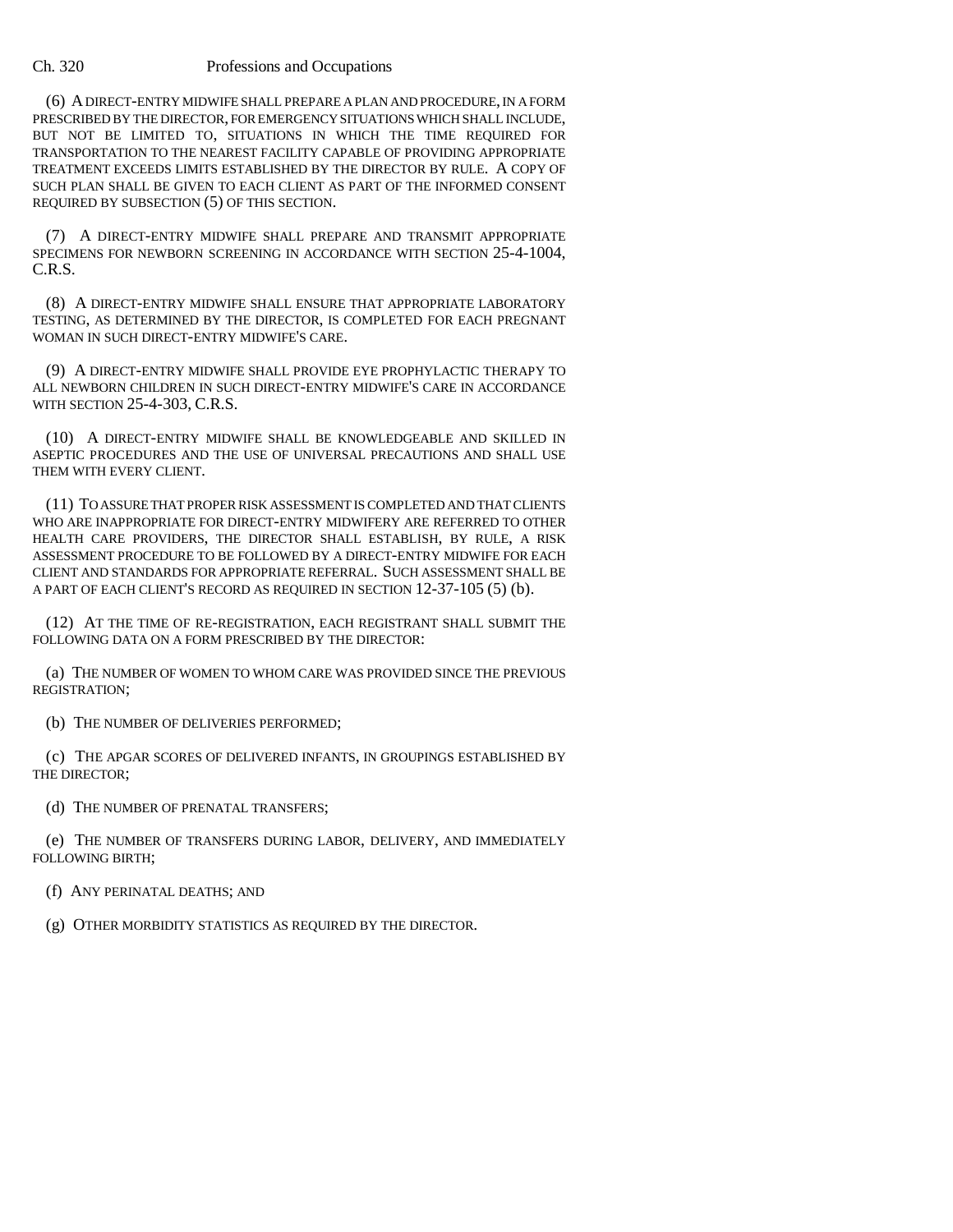(6) A DIRECT-ENTRY MIDWIFE SHALL PREPARE A PLAN AND PROCEDURE, IN A FORM PRESCRIBED BY THE DIRECTOR, FOR EMERGENCY SITUATIONS WHICH SHALL INCLUDE, BUT NOT BE LIMITED TO, SITUATIONS IN WHICH THE TIME REQUIRED FOR TRANSPORTATION TO THE NEAREST FACILITY CAPABLE OF PROVIDING APPROPRIATE TREATMENT EXCEEDS LIMITS ESTABLISHED BY THE DIRECTOR BY RULE. A COPY OF SUCH PLAN SHALL BE GIVEN TO EACH CLIENT AS PART OF THE INFORMED CONSENT REQUIRED BY SUBSECTION (5) OF THIS SECTION.

(7) A DIRECT-ENTRY MIDWIFE SHALL PREPARE AND TRANSMIT APPROPRIATE SPECIMENS FOR NEWBORN SCREENING IN ACCORDANCE WITH SECTION 25-4-1004, C.R.S.

(8) A DIRECT-ENTRY MIDWIFE SHALL ENSURE THAT APPROPRIATE LABORATORY TESTING, AS DETERMINED BY THE DIRECTOR, IS COMPLETED FOR EACH PREGNANT WOMAN IN SUCH DIRECT-ENTRY MIDWIFE'S CARE.

(9) A DIRECT-ENTRY MIDWIFE SHALL PROVIDE EYE PROPHYLACTIC THERAPY TO ALL NEWBORN CHILDREN IN SUCH DIRECT-ENTRY MIDWIFE'S CARE IN ACCORDANCE WITH SECTION 25-4-303, C.R.S.

(10) A DIRECT-ENTRY MIDWIFE SHALL BE KNOWLEDGEABLE AND SKILLED IN ASEPTIC PROCEDURES AND THE USE OF UNIVERSAL PRECAUTIONS AND SHALL USE THEM WITH EVERY CLIENT.

(11) TO ASSURE THAT PROPER RISK ASSESSMENT IS COMPLETED AND THAT CLIENTS WHO ARE INAPPROPRIATE FOR DIRECT-ENTRY MIDWIFERY ARE REFERRED TO OTHER HEALTH CARE PROVIDERS, THE DIRECTOR SHALL ESTABLISH, BY RULE, A RISK ASSESSMENT PROCEDURE TO BE FOLLOWED BY A DIRECT-ENTRY MIDWIFE FOR EACH CLIENT AND STANDARDS FOR APPROPRIATE REFERRAL. SUCH ASSESSMENT SHALL BE A PART OF EACH CLIENT'S RECORD AS REQUIRED IN SECTION 12-37-105 (5) (b).

(12) AT THE TIME OF RE-REGISTRATION, EACH REGISTRANT SHALL SUBMIT THE FOLLOWING DATA ON A FORM PRESCRIBED BY THE DIRECTOR:

(a) THE NUMBER OF WOMEN TO WHOM CARE WAS PROVIDED SINCE THE PREVIOUS REGISTRATION;

(b) THE NUMBER OF DELIVERIES PERFORMED;

(c) THE APGAR SCORES OF DELIVERED INFANTS, IN GROUPINGS ESTABLISHED BY THE DIRECTOR;

(d) THE NUMBER OF PRENATAL TRANSFERS;

(e) THE NUMBER OF TRANSFERS DURING LABOR, DELIVERY, AND IMMEDIATELY FOLLOWING BIRTH;

(f) ANY PERINATAL DEATHS; AND

(g) OTHER MORBIDITY STATISTICS AS REQUIRED BY THE DIRECTOR.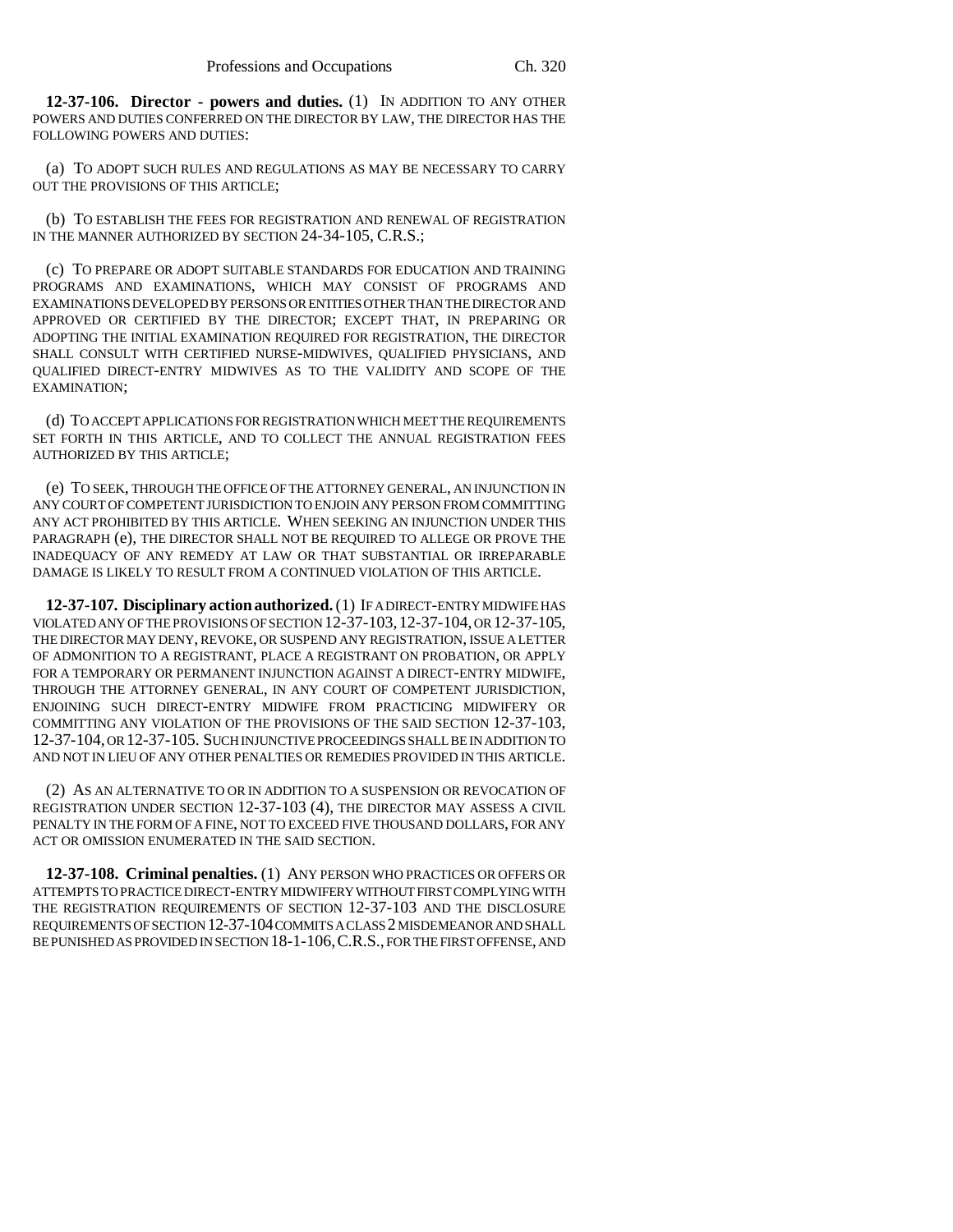**12-37-106. Director - powers and duties.** (1) IN ADDITION TO ANY OTHER POWERS AND DUTIES CONFERRED ON THE DIRECTOR BY LAW, THE DIRECTOR HAS THE FOLLOWING POWERS AND DUTIES:

(a) TO ADOPT SUCH RULES AND REGULATIONS AS MAY BE NECESSARY TO CARRY OUT THE PROVISIONS OF THIS ARTICLE;

(b) TO ESTABLISH THE FEES FOR REGISTRATION AND RENEWAL OF REGISTRATION IN THE MANNER AUTHORIZED BY SECTION 24-34-105, C.R.S.;

(c) TO PREPARE OR ADOPT SUITABLE STANDARDS FOR EDUCATION AND TRAINING PROGRAMS AND EXAMINATIONS, WHICH MAY CONSIST OF PROGRAMS AND EXAMINATIONS DEVELOPED BY PERSONS OR ENTITIES OTHER THAN THE DIRECTOR AND APPROVED OR CERTIFIED BY THE DIRECTOR; EXCEPT THAT, IN PREPARING OR ADOPTING THE INITIAL EXAMINATION REQUIRED FOR REGISTRATION, THE DIRECTOR SHALL CONSULT WITH CERTIFIED NURSE-MIDWIVES, QUALIFIED PHYSICIANS, AND QUALIFIED DIRECT-ENTRY MIDWIVES AS TO THE VALIDITY AND SCOPE OF THE EXAMINATION;

(d) TO ACCEPT APPLICATIONS FOR REGISTRATION WHICH MEET THE REQUIREMENTS SET FORTH IN THIS ARTICLE, AND TO COLLECT THE ANNUAL REGISTRATION FEES AUTHORIZED BY THIS ARTICLE;

(e) TO SEEK, THROUGH THE OFFICE OF THE ATTORNEY GENERAL, AN INJUNCTION IN ANY COURT OF COMPETENT JURISDICTION TO ENJOIN ANY PERSON FROM COMMITTING ANY ACT PROHIBITED BY THIS ARTICLE. WHEN SEEKING AN INJUNCTION UNDER THIS PARAGRAPH (e), THE DIRECTOR SHALL NOT BE REQUIRED TO ALLEGE OR PROVE THE INADEQUACY OF ANY REMEDY AT LAW OR THAT SUBSTANTIAL OR IRREPARABLE DAMAGE IS LIKELY TO RESULT FROM A CONTINUED VIOLATION OF THIS ARTICLE.

**12-37-107. Disciplinary action authorized.** (1) IF A DIRECT-ENTRY MIDWIFE HAS VIOLATED ANY OF THE PROVISIONS OF SECTION 12-37-103, 12-37-104, OR 12-37-105, THE DIRECTOR MAY DENY, REVOKE, OR SUSPEND ANY REGISTRATION, ISSUE A LETTER OF ADMONITION TO A REGISTRANT, PLACE A REGISTRANT ON PROBATION, OR APPLY FOR A TEMPORARY OR PERMANENT INJUNCTION AGAINST A DIRECT-ENTRY MIDWIFE, THROUGH THE ATTORNEY GENERAL, IN ANY COURT OF COMPETENT JURISDICTION, ENJOINING SUCH DIRECT-ENTRY MIDWIFE FROM PRACTICING MIDWIFERY OR COMMITTING ANY VIOLATION OF THE PROVISIONS OF THE SAID SECTION 12-37-103, 12-37-104, OR 12-37-105. SUCH INJUNCTIVE PROCEEDINGS SHALL BE IN ADDITION TO AND NOT IN LIEU OF ANY OTHER PENALTIES OR REMEDIES PROVIDED IN THIS ARTICLE.

(2) AS AN ALTERNATIVE TO OR IN ADDITION TO A SUSPENSION OR REVOCATION OF REGISTRATION UNDER SECTION 12-37-103 (4), THE DIRECTOR MAY ASSESS A CIVIL PENALTY IN THE FORM OF A FINE, NOT TO EXCEED FIVE THOUSAND DOLLARS, FOR ANY ACT OR OMISSION ENUMERATED IN THE SAID SECTION.

**12-37-108. Criminal penalties.** (1) ANY PERSON WHO PRACTICES OR OFFERS OR ATTEMPTS TO PRACTICE DIRECT-ENTRY MIDWIFERY WITHOUT FIRST COMPLYING WITH THE REGISTRATION REQUIREMENTS OF SECTION 12-37-103 AND THE DISCLOSURE REQUIREMENTS OF SECTION 12-37-104 COMMITS A CLASS 2 MISDEMEANOR AND SHALL BE PUNISHED AS PROVIDED IN SECTION 18-1-106, C.R.S., FOR THE FIRST OFFENSE, AND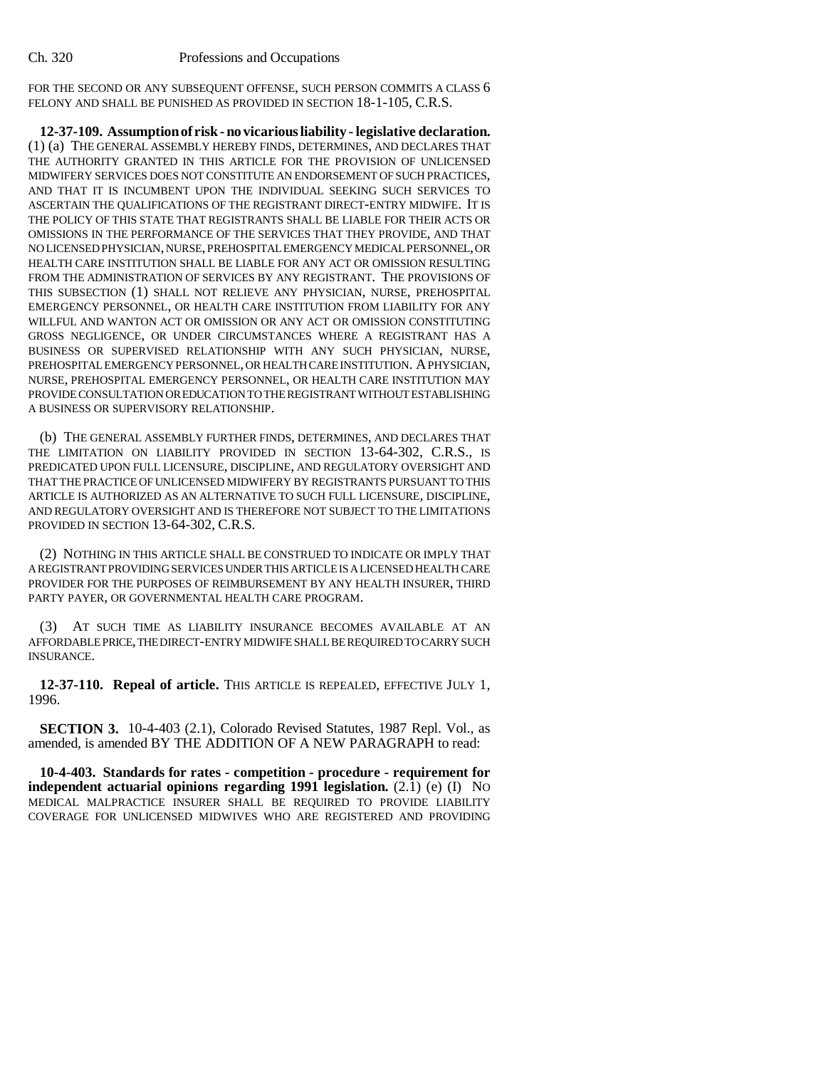FOR THE SECOND OR ANY SUBSEQUENT OFFENSE, SUCH PERSON COMMITS A CLASS 6 FELONY AND SHALL BE PUNISHED AS PROVIDED IN SECTION 18-1-105, C.R.S.

**12-37-109. Assumption of risk - no vicarious liability - legislative declaration.** (1) (a) THE GENERAL ASSEMBLY HEREBY FINDS, DETERMINES, AND DECLARES THAT THE AUTHORITY GRANTED IN THIS ARTICLE FOR THE PROVISION OF UNLICENSED MIDWIFERY SERVICES DOES NOT CONSTITUTE AN ENDORSEMENT OF SUCH PRACTICES, AND THAT IT IS INCUMBENT UPON THE INDIVIDUAL SEEKING SUCH SERVICES TO ASCERTAIN THE QUALIFICATIONS OF THE REGISTRANT DIRECT-ENTRY MIDWIFE. IT IS THE POLICY OF THIS STATE THAT REGISTRANTS SHALL BE LIABLE FOR THEIR ACTS OR OMISSIONS IN THE PERFORMANCE OF THE SERVICES THAT THEY PROVIDE, AND THAT NO LICENSED PHYSICIAN, NURSE, PREHOSPITAL EMERGENCY MEDICAL PERSONNEL, OR HEALTH CARE INSTITUTION SHALL BE LIABLE FOR ANY ACT OR OMISSION RESULTING FROM THE ADMINISTRATION OF SERVICES BY ANY REGISTRANT. THE PROVISIONS OF THIS SUBSECTION (1) SHALL NOT RELIEVE ANY PHYSICIAN, NURSE, PREHOSPITAL EMERGENCY PERSONNEL, OR HEALTH CARE INSTITUTION FROM LIABILITY FOR ANY WILLFUL AND WANTON ACT OR OMISSION OR ANY ACT OR OMISSION CONSTITUTING GROSS NEGLIGENCE, OR UNDER CIRCUMSTANCES WHERE A REGISTRANT HAS A BUSINESS OR SUPERVISED RELATIONSHIP WITH ANY SUCH PHYSICIAN, NURSE, PREHOSPITAL EMERGENCY PERSONNEL, OR HEALTH CARE INSTITUTION. A PHYSICIAN, NURSE, PREHOSPITAL EMERGENCY PERSONNEL, OR HEALTH CARE INSTITUTION MAY PROVIDE CONSULTATION OR EDUCATION TO THE REGISTRANT WITHOUT ESTABLISHING A BUSINESS OR SUPERVISORY RELATIONSHIP.

(b) THE GENERAL ASSEMBLY FURTHER FINDS, DETERMINES, AND DECLARES THAT THE LIMITATION ON LIABILITY PROVIDED IN SECTION 13-64-302, C.R.S., IS PREDICATED UPON FULL LICENSURE, DISCIPLINE, AND REGULATORY OVERSIGHT AND THAT THE PRACTICE OF UNLICENSED MIDWIFERY BY REGISTRANTS PURSUANT TO THIS ARTICLE IS AUTHORIZED AS AN ALTERNATIVE TO SUCH FULL LICENSURE, DISCIPLINE, AND REGULATORY OVERSIGHT AND IS THEREFORE NOT SUBJECT TO THE LIMITATIONS PROVIDED IN SECTION 13-64-302, C.R.S.

(2) NOTHING IN THIS ARTICLE SHALL BE CONSTRUED TO INDICATE OR IMPLY THAT A REGISTRANT PROVIDING SERVICES UNDER THIS ARTICLE IS A LICENSED HEALTH CARE PROVIDER FOR THE PURPOSES OF REIMBURSEMENT BY ANY HEALTH INSURER, THIRD PARTY PAYER, OR GOVERNMENTAL HEALTH CARE PROGRAM.

(3) AT SUCH TIME AS LIABILITY INSURANCE BECOMES AVAILABLE AT AN AFFORDABLE PRICE, THE DIRECT-ENTRY MIDWIFE SHALL BE REQUIRED TO CARRY SUCH INSURANCE.

**12-37-110. Repeal of article.** THIS ARTICLE IS REPEALED, EFFECTIVE JULY 1, 1996.

**SECTION 3.** 10-4-403 (2.1), Colorado Revised Statutes, 1987 Repl. Vol., as amended, is amended BY THE ADDITION OF A NEW PARAGRAPH to read:

**10-4-403. Standards for rates - competition - procedure - requirement for independent actuarial opinions regarding 1991 legislation.** (2.1) (e) (I) NO MEDICAL MALPRACTICE INSURER SHALL BE REQUIRED TO PROVIDE LIABILITY COVERAGE FOR UNLICENSED MIDWIVES WHO ARE REGISTERED AND PROVIDING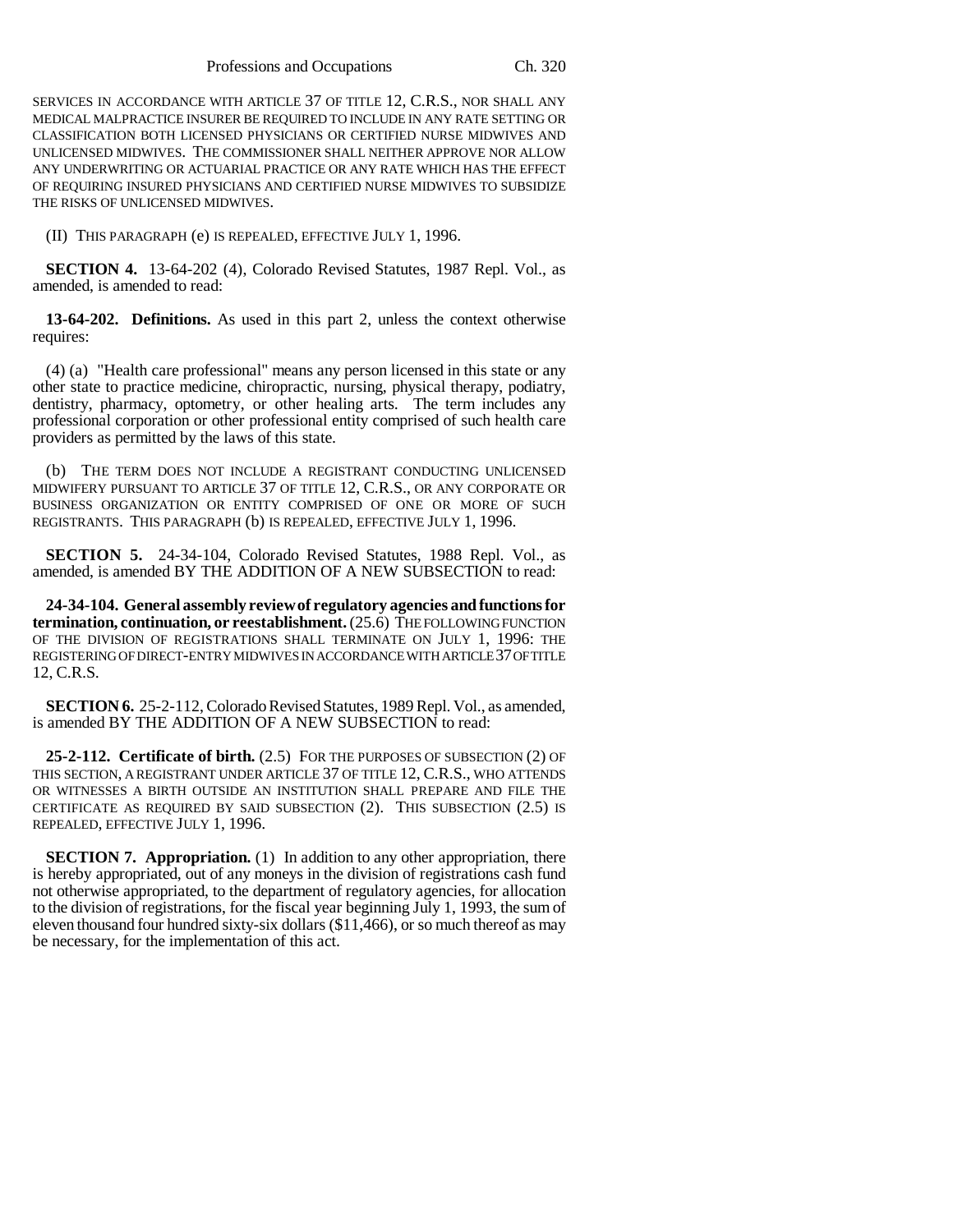SERVICES IN ACCORDANCE WITH ARTICLE 37 OF TITLE 12, C.R.S., NOR SHALL ANY MEDICAL MALPRACTICE INSURER BE REQUIRED TO INCLUDE IN ANY RATE SETTING OR CLASSIFICATION BOTH LICENSED PHYSICIANS OR CERTIFIED NURSE MIDWIVES AND UNLICENSED MIDWIVES. THE COMMISSIONER SHALL NEITHER APPROVE NOR ALLOW ANY UNDERWRITING OR ACTUARIAL PRACTICE OR ANY RATE WHICH HAS THE EFFECT OF REQUIRING INSURED PHYSICIANS AND CERTIFIED NURSE MIDWIVES TO SUBSIDIZE THE RISKS OF UNLICENSED MIDWIVES.

(II) THIS PARAGRAPH (e) IS REPEALED, EFFECTIVE JULY 1, 1996.

**SECTION 4.** 13-64-202 (4), Colorado Revised Statutes, 1987 Repl. Vol., as amended, is amended to read:

**13-64-202. Definitions.** As used in this part 2, unless the context otherwise requires:

(4) (a) "Health care professional" means any person licensed in this state or any other state to practice medicine, chiropractic, nursing, physical therapy, podiatry, dentistry, pharmacy, optometry, or other healing arts. The term includes any professional corporation or other professional entity comprised of such health care providers as permitted by the laws of this state.

(b) THE TERM DOES NOT INCLUDE A REGISTRANT CONDUCTING UNLICENSED MIDWIFERY PURSUANT TO ARTICLE 37 OF TITLE 12, C.R.S., OR ANY CORPORATE OR BUSINESS ORGANIZATION OR ENTITY COMPRISED OF ONE OR MORE OF SUCH REGISTRANTS. THIS PARAGRAPH (b) IS REPEALED, EFFECTIVE JULY 1, 1996.

**SECTION 5.** 24-34-104, Colorado Revised Statutes, 1988 Repl. Vol., as amended, is amended BY THE ADDITION OF A NEW SUBSECTION to read:

**24-34-104. General assembly review of regulatory agencies and functions for termination, continuation, or reestablishment.** (25.6) THE FOLLOWING FUNCTION OF THE DIVISION OF REGISTRATIONS SHALL TERMINATE ON JULY 1, 1996: THE REGISTERING OF DIRECT-ENTRY MIDWIVES IN ACCORDANCE WITH ARTICLE 37 OF TITLE 12, C.R.S.

**SECTION 6.** 25-2-112, Colorado Revised Statutes, 1989 Repl. Vol., as amended, is amended BY THE ADDITION OF A NEW SUBSECTION to read:

**25-2-112. Certificate of birth.** (2.5) FOR THE PURPOSES OF SUBSECTION (2) OF THIS SECTION, A REGISTRANT UNDER ARTICLE 37 OF TITLE 12, C.R.S., WHO ATTENDS OR WITNESSES A BIRTH OUTSIDE AN INSTITUTION SHALL PREPARE AND FILE THE CERTIFICATE AS REQUIRED BY SAID SUBSECTION (2). THIS SUBSECTION (2.5) IS REPEALED, EFFECTIVE JULY 1, 1996.

**SECTION 7. Appropriation.** (1) In addition to any other appropriation, there is hereby appropriated, out of any moneys in the division of registrations cash fund not otherwise appropriated, to the department of regulatory agencies, for allocation to the division of registrations, for the fiscal year beginning July 1, 1993, the sum of eleven thousand four hundred sixty-six dollars ($11,466), or so much thereof as may be necessary, for the implementation of this act.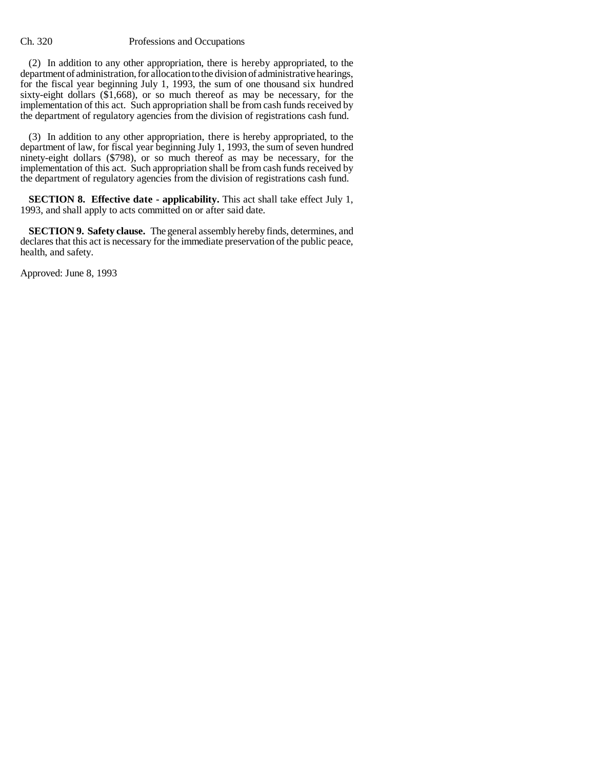(2) In addition to any other appropriation, there is hereby appropriated, to the department of administration, for allocation to the division of administrative hearings, for the fiscal year beginning July 1, 1993, the sum of one thousand six hundred sixty-eight dollars ($1,668), or so much thereof as may be necessary, for the implementation of this act. Such appropriation shall be from cash funds received by the department of regulatory agencies from the division of registrations cash fund.

(3) In addition to any other appropriation, there is hereby appropriated, to the department of law, for fiscal year beginning July 1, 1993, the sum of seven hundred ninety-eight dollars ($798), or so much thereof as may be necessary, for the implementation of this act. Such appropriation shall be from cash funds received by the department of regulatory agencies from the division of registrations cash fund.

**SECTION 8. Effective date - applicability.** This act shall take effect July 1, 1993, and shall apply to acts committed on or after said date.

**SECTION 9. Safety clause.** The general assembly hereby finds, determines, and declares that this act is necessary for the immediate preservation of the public peace, health, and safety.

Approved: June 8, 1993